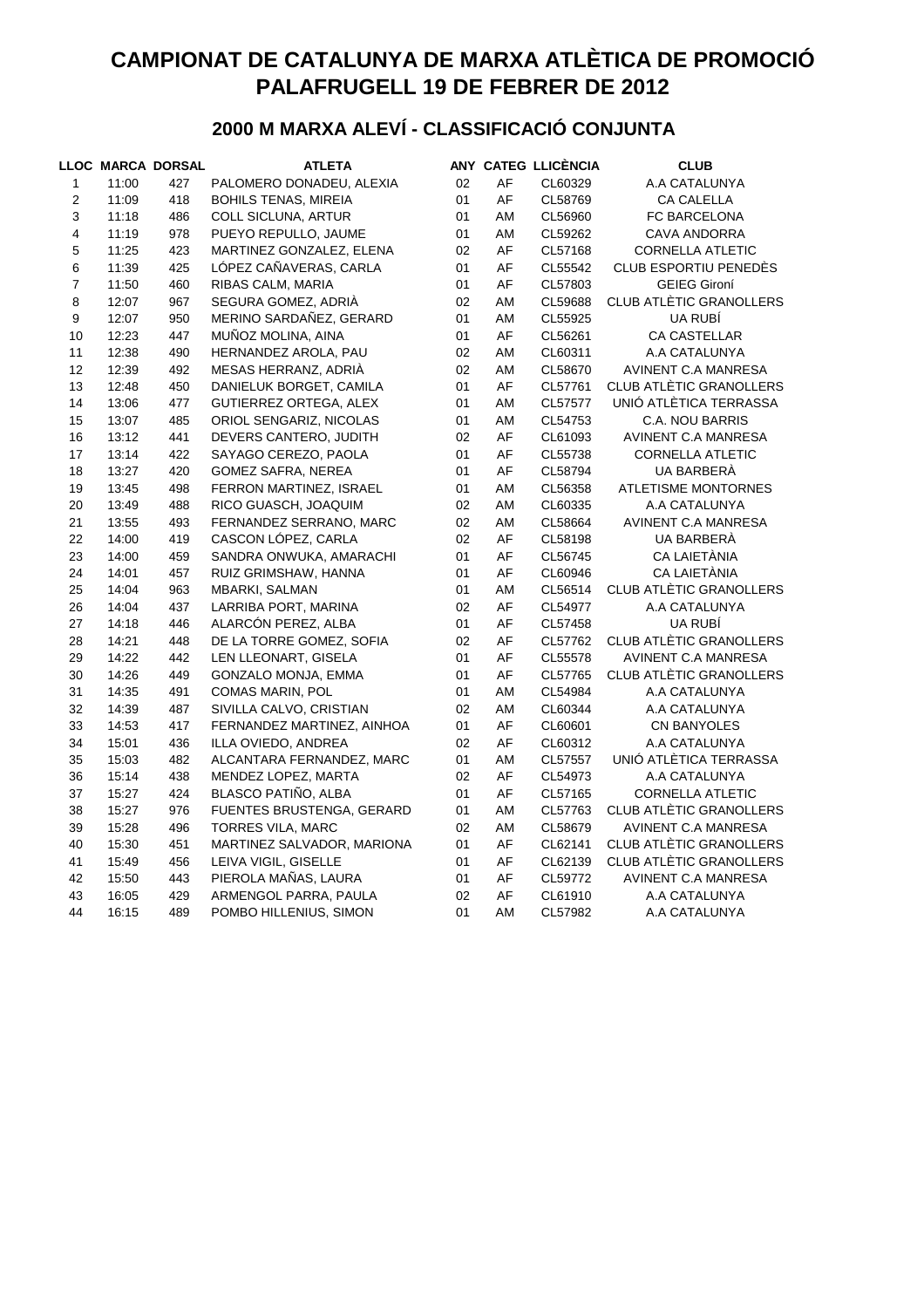# CAMPIONAT DE CATALUNYA DE MARXA ATLÈTICA DE PROMOCIÓ
# PALAFRUGELL 19 DE FEBRER DE 2012

## 2000 M MARXA ALEVÍ - CLASSIFICACIÓ CONJUNTA

| LLOC | MARCA | DORSAL | ATLETA | ANY | CATEG | LLICÈNCIA | CLUB |
|---|---|---|---|---|---|---|---|
| 1 | 11:00 | 427 | PALOMERO DONADEU, ALEXIA | 02 | AF | CL60329 | A.A CATALUNYA |
| 2 | 11:09 | 418 | BOHILS TENAS, MIREIA | 01 | AF | CL58769 | CA CALELLA |
| 3 | 11:18 | 486 | COLL SICLUNA, ARTUR | 01 | AM | CL56960 | FC BARCELONA |
| 4 | 11:19 | 978 | PUEYO REPULLO, JAUME | 01 | AM | CL59262 | CAVA ANDORRA |
| 5 | 11:25 | 423 | MARTINEZ GONZALEZ, ELENA | 02 | AF | CL57168 | CORNELLA ATLETIC |
| 6 | 11:39 | 425 | LÓPEZ CAÑAVERAS, CARLA | 01 | AF | CL55542 | CLUB ESPORTIU PENEDÈS |
| 7 | 11:50 | 460 | RIBAS CALM, MARIA | 01 | AF | CL57803 | GEIEG Gironí |
| 8 | 12:07 | 967 | SEGURA GOMEZ, ADRIÀ | 02 | AM | CL59688 | CLUB ATLÈTIC GRANOLLERS |
| 9 | 12:07 | 950 | MERINO SARDAÑEZ, GERARD | 01 | AM | CL55925 | UA RUBÍ |
| 10 | 12:23 | 447 | MUÑOZ MOLINA, AINA | 01 | AF | CL56261 | CA CASTELLAR |
| 11 | 12:38 | 490 | HERNANDEZ AROLA, PAU | 02 | AM | CL60311 | A.A CATALUNYA |
| 12 | 12:39 | 492 | MESAS HERRANZ, ADRIÀ | 02 | AM | CL58670 | AVINENT C.A MANRESA |
| 13 | 12:48 | 450 | DANIELUK BORGET, CAMILA | 01 | AF | CL57761 | CLUB ATLÈTIC GRANOLLERS |
| 14 | 13:06 | 477 | GUTIERREZ ORTEGA, ALEX | 01 | AM | CL57577 | UNIÓ ATLÈTICA TERRASSA |
| 15 | 13:07 | 485 | ORIOL SENGARIZ, NICOLAS | 01 | AM | CL54753 | C.A. NOU BARRIS |
| 16 | 13:12 | 441 | DEVERS CANTERO, JUDITH | 02 | AF | CL61093 | AVINENT C.A MANRESA |
| 17 | 13:14 | 422 | SAYAGO CEREZO, PAOLA | 01 | AF | CL55738 | CORNELLA ATLETIC |
| 18 | 13:27 | 420 | GOMEZ SAFRA, NEREA | 01 | AF | CL58794 | UA BARBERÀ |
| 19 | 13:45 | 498 | FERRON MARTINEZ, ISRAEL | 01 | AM | CL56358 | ATLETISME MONTORNES |
| 20 | 13:49 | 488 | RICO GUASCH, JOAQUIM | 02 | AM | CL60335 | A.A CATALUNYA |
| 21 | 13:55 | 493 | FERNANDEZ SERRANO, MARC | 02 | AM | CL58664 | AVINENT C.A MANRESA |
| 22 | 14:00 | 419 | CASCON LÓPEZ, CARLA | 02 | AF | CL58198 | UA BARBERÀ |
| 23 | 14:00 | 459 | SANDRA ONWUKA, AMARACHI | 01 | AF | CL56745 | CA LAIETÀNIA |
| 24 | 14:01 | 457 | RUIZ GRIMSHAW, HANNA | 01 | AF | CL60946 | CA LAIETÀNIA |
| 25 | 14:04 | 963 | MBARKI, SALMAN | 01 | AM | CL56514 | CLUB ATLÈTIC GRANOLLERS |
| 26 | 14:04 | 437 | LARRIBA PORT, MARINA | 02 | AF | CL54977 | A.A CATALUNYA |
| 27 | 14:18 | 446 | ALARCÓN PEREZ, ALBA | 01 | AF | CL57458 | UA RUBÍ |
| 28 | 14:21 | 448 | DE LA TORRE GOMEZ, SOFIA | 02 | AF | CL57762 | CLUB ATLÈTIC GRANOLLERS |
| 29 | 14:22 | 442 | LEN LLEONART, GISELA | 01 | AF | CL55578 | AVINENT C.A MANRESA |
| 30 | 14:26 | 449 | GONZALO MONJA, EMMA | 01 | AF | CL57765 | CLUB ATLÈTIC GRANOLLERS |
| 31 | 14:35 | 491 | COMAS MARIN, POL | 01 | AM | CL54984 | A.A CATALUNYA |
| 32 | 14:39 | 487 | SIVILLA CALVO, CRISTIAN | 02 | AM | CL60344 | A.A CATALUNYA |
| 33 | 14:53 | 417 | FERNANDEZ MARTINEZ, AINHOA | 01 | AF | CL60601 | CN BANYOLES |
| 34 | 15:01 | 436 | ILLA OVIEDO, ANDREA | 02 | AF | CL60312 | A.A CATALUNYA |
| 35 | 15:03 | 482 | ALCANTARA FERNANDEZ, MARC | 01 | AM | CL57557 | UNIÓ ATLÈTICA TERRASSA |
| 36 | 15:14 | 438 | MENDEZ LOPEZ, MARTA | 02 | AF | CL54973 | A.A CATALUNYA |
| 37 | 15:27 | 424 | BLASCO PATIÑO, ALBA | 01 | AF | CL57165 | CORNELLA ATLETIC |
| 38 | 15:27 | 976 | FUENTES BRUSTENGA, GERARD | 01 | AM | CL57763 | CLUB ATLÈTIC GRANOLLERS |
| 39 | 15:28 | 496 | TORRES VILA, MARC | 02 | AM | CL58679 | AVINENT C.A MANRESA |
| 40 | 15:30 | 451 | MARTINEZ SALVADOR, MARIONA | 01 | AF | CL62141 | CLUB ATLÈTIC GRANOLLERS |
| 41 | 15:49 | 456 | LEIVA VIGIL, GISELLE | 01 | AF | CL62139 | CLUB ATLÈTIC GRANOLLERS |
| 42 | 15:50 | 443 | PIEROLA MAÑAS, LAURA | 01 | AF | CL59772 | AVINENT C.A MANRESA |
| 43 | 16:05 | 429 | ARMENGOL PARRA, PAULA | 02 | AF | CL61910 | A.A CATALUNYA |
| 44 | 16:15 | 489 | POMBO HILLENIUS, SIMON | 01 | AM | CL57982 | A.A CATALUNYA |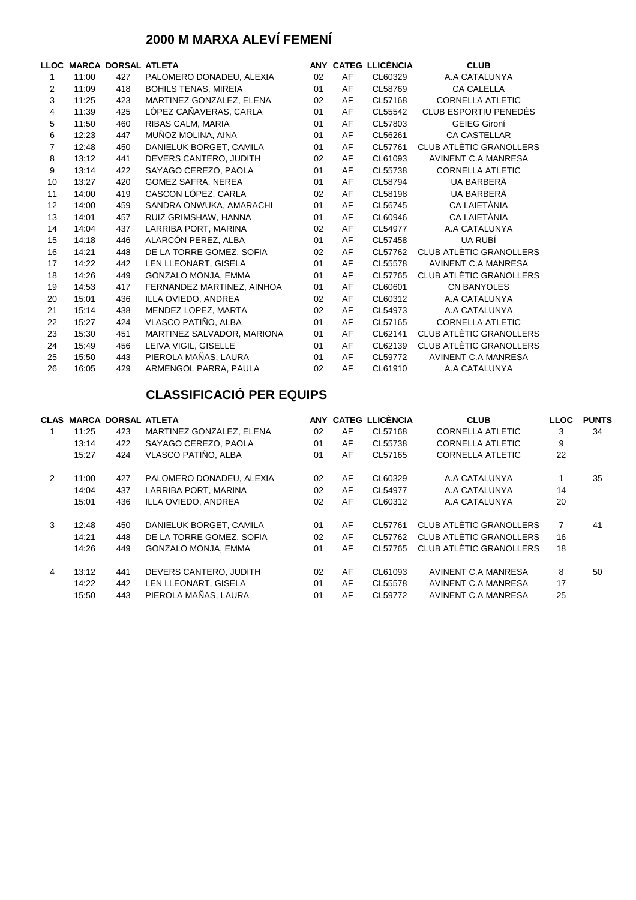## 2000 M MARXA ALEVÍ FEMENÍ

| LLOC | MARCA | DORSAL | ATLETA | ANY | CATEG | LLICÈNCIA | CLUB |
|---|---|---|---|---|---|---|---|
| 1 | 11:00 | 427 | PALOMERO DONADEU, ALEXIA | 02 | AF | CL60329 | A.A CATALUNYA |
| 2 | 11:09 | 418 | BOHILS TENAS, MIREIA | 01 | AF | CL58769 | CA CALELLA |
| 3 | 11:25 | 423 | MARTINEZ GONZALEZ, ELENA | 02 | AF | CL57168 | CORNELLA ATLETIC |
| 4 | 11:39 | 425 | LÓPEZ CAÑAVERAS, CARLA | 01 | AF | CL55542 | CLUB ESPORTIU PENEDÈS |
| 5 | 11:50 | 460 | RIBAS CALM, MARIA | 01 | AF | CL57803 | GEIEG Gironí |
| 6 | 12:23 | 447 | MUÑOZ MOLINA, AINA | 01 | AF | CL56261 | CA CASTELLAR |
| 7 | 12:48 | 450 | DANIELUK BORGET, CAMILA | 01 | AF | CL57761 | CLUB ATLÈTIC GRANOLLERS |
| 8 | 13:12 | 441 | DEVERS CANTERO, JUDITH | 02 | AF | CL61093 | AVINENT C.A MANRESA |
| 9 | 13:14 | 422 | SAYAGO CEREZO, PAOLA | 01 | AF | CL55738 | CORNELLA ATLETIC |
| 10 | 13:27 | 420 | GOMEZ SAFRA, NEREA | 01 | AF | CL58794 | UA BARBERÀ |
| 11 | 14:00 | 419 | CASCON LÓPEZ, CARLA | 02 | AF | CL58198 | UA BARBERÀ |
| 12 | 14:00 | 459 | SANDRA ONWUKA, AMARACHI | 01 | AF | CL56745 | CA LAIETÀNIA |
| 13 | 14:01 | 457 | RUIZ GRIMSHAW, HANNA | 01 | AF | CL60946 | CA LAIETÀNIA |
| 14 | 14:04 | 437 | LARRIBA PORT, MARINA | 02 | AF | CL54977 | A.A CATALUNYA |
| 15 | 14:18 | 446 | ALARCÓN PEREZ, ALBA | 01 | AF | CL57458 | UA RUBÍ |
| 16 | 14:21 | 448 | DE LA TORRE GOMEZ, SOFIA | 02 | AF | CL57762 | CLUB ATLÈTIC GRANOLLERS |
| 17 | 14:22 | 442 | LEN LLEONART, GISELA | 01 | AF | CL55578 | AVINENT C.A MANRESA |
| 18 | 14:26 | 449 | GONZALO MONJA, EMMA | 01 | AF | CL57765 | CLUB ATLÈTIC GRANOLLERS |
| 19 | 14:53 | 417 | FERNANDEZ MARTINEZ, AINHOA | 01 | AF | CL60601 | CN BANYOLES |
| 20 | 15:01 | 436 | ILLA OVIEDO, ANDREA | 02 | AF | CL60312 | A.A CATALUNYA |
| 21 | 15:14 | 438 | MENDEZ LOPEZ, MARTA | 02 | AF | CL54973 | A.A CATALUNYA |
| 22 | 15:27 | 424 | VLASCO PATIÑO, ALBA | 01 | AF | CL57165 | CORNELLA ATLETIC |
| 23 | 15:30 | 451 | MARTINEZ SALVADOR, MARIONA | 01 | AF | CL62141 | CLUB ATLÈTIC GRANOLLERS |
| 24 | 15:49 | 456 | LEIVA VIGIL, GISELLE | 01 | AF | CL62139 | CLUB ATLÈTIC GRANOLLERS |
| 25 | 15:50 | 443 | PIEROLA MAÑAS, LAURA | 01 | AF | CL59772 | AVINENT C.A MANRESA |
| 26 | 16:05 | 429 | ARMENGOL PARRA, PAULA | 02 | AF | CL61910 | A.A CATALUNYA |

## CLASSIFICACIÓ PER EQUIPS

| CLAS | MARCA | DORSAL | ATLETA | ANY | CATEG | LLICÈNCIA | CLUB | LLOC | PUNTS |
|---|---|---|---|---|---|---|---|---|---|
| 1 | 11:25 | 423 | MARTINEZ GONZALEZ, ELENA | 02 | AF | CL57168 | CORNELLA ATLETIC | 3 | 34 |
| | 13:14 | 422 | SAYAGO CEREZO, PAOLA | 01 | AF | CL55738 | CORNELLA ATLETIC | 9 | |
| | 15:27 | 424 | VLASCO PATIÑO, ALBA | 01 | AF | CL57165 | CORNELLA ATLETIC | 22 | |
| 2 | 11:00 | 427 | PALOMERO DONADEU, ALEXIA | 02 | AF | CL60329 | A.A CATALUNYA | 1 | 35 |
| | 14:04 | 437 | LARRIBA PORT, MARINA | 02 | AF | CL54977 | A.A CATALUNYA | 14 | |
| | 15:01 | 436 | ILLA OVIEDO, ANDREA | 02 | AF | CL60312 | A.A CATALUNYA | 20 | |
| 3 | 12:48 | 450 | DANIELUK BORGET, CAMILA | 01 | AF | CL57761 | CLUB ATLÈTIC GRANOLLERS | 7 | 41 |
| | 14:21 | 448 | DE LA TORRE GOMEZ, SOFIA | 02 | AF | CL57762 | CLUB ATLÈTIC GRANOLLERS | 16 | |
| | 14:26 | 449 | GONZALO MONJA, EMMA | 01 | AF | CL57765 | CLUB ATLÈTIC GRANOLLERS | 18 | |
| 4 | 13:12 | 441 | DEVERS CANTERO, JUDITH | 02 | AF | CL61093 | AVINENT C.A MANRESA | 8 | 50 |
| | 14:22 | 442 | LEN LLEONART, GISELA | 01 | AF | CL55578 | AVINENT C.A MANRESA | 17 | |
| | 15:50 | 443 | PIEROLA MAÑAS, LAURA | 01 | AF | CL59772 | AVINENT C.A MANRESA | 25 | |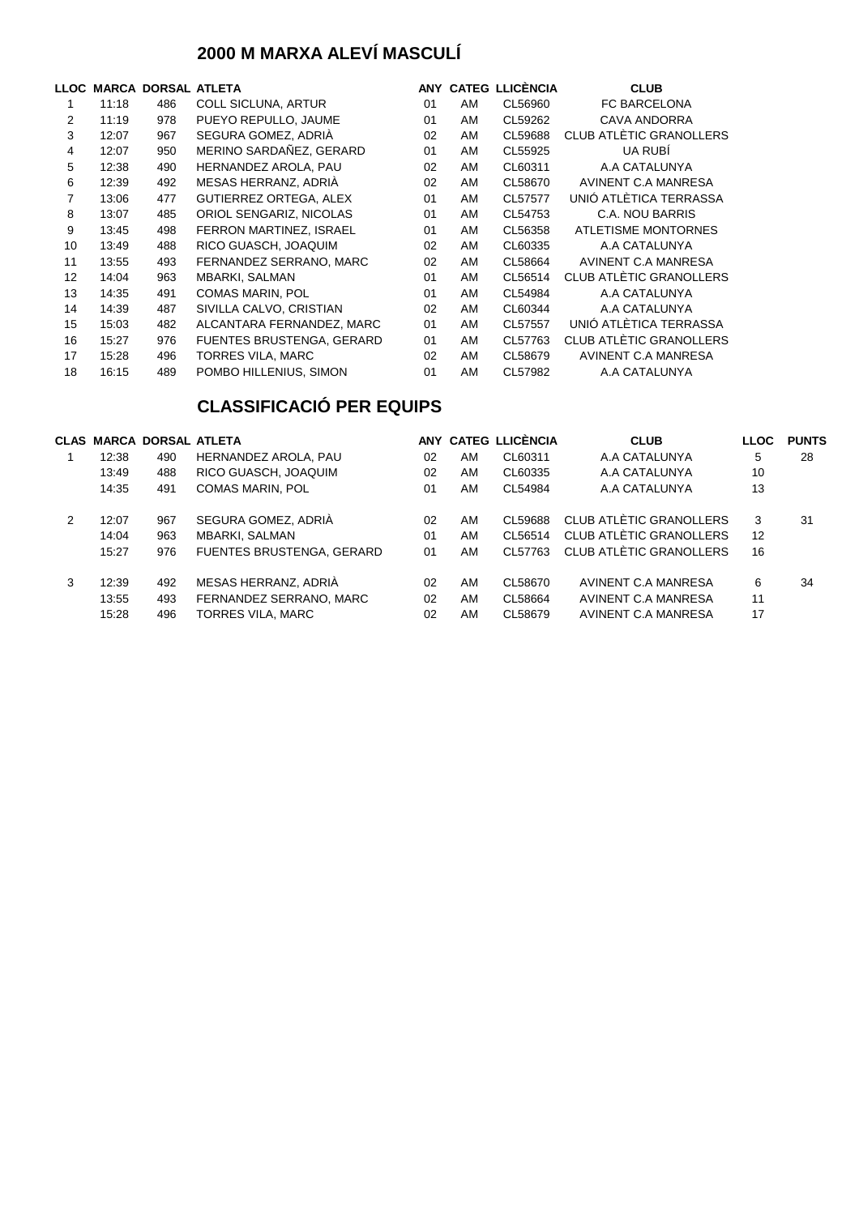## 2000 M MARXA ALEVÍ MASCULÍ

| LLOC | MARCA | DORSAL | ATLETA | ANY | CATEG | LLICÈNCIA | CLUB |
|---|---|---|---|---|---|---|---|
| 1 | 11:18 | 486 | COLL SICLUNA, ARTUR | 01 | AM | CL56960 | FC BARCELONA |
| 2 | 11:19 | 978 | PUEYO REPULLO, JAUME | 01 | AM | CL59262 | CAVA ANDORRA |
| 3 | 12:07 | 967 | SEGURA GOMEZ, ADRIÀ | 02 | AM | CL59688 | CLUB ATLÈTIC GRANOLLERS |
| 4 | 12:07 | 950 | MERINO SARDAÑEZ, GERARD | 01 | AM | CL55925 | UA RUBÍ |
| 5 | 12:38 | 490 | HERNANDEZ AROLA, PAU | 02 | AM | CL60311 | A.A CATALUNYA |
| 6 | 12:39 | 492 | MESAS HERRANZ, ADRIÀ | 02 | AM | CL58670 | AVINENT C.A MANRESA |
| 7 | 13:06 | 477 | GUTIERREZ ORTEGA, ALEX | 01 | AM | CL57577 | UNIÓ ATLÈTICA TERRASSA |
| 8 | 13:07 | 485 | ORIOL SENGARIZ, NICOLAS | 01 | AM | CL54753 | C.A. NOU BARRIS |
| 9 | 13:45 | 498 | FERRON MARTINEZ, ISRAEL | 01 | AM | CL56358 | ATLETISME MONTORNES |
| 10 | 13:49 | 488 | RICO GUASCH, JOAQUIM | 02 | AM | CL60335 | A.A CATALUNYA |
| 11 | 13:55 | 493 | FERNANDEZ SERRANO, MARC | 02 | AM | CL58664 | AVINENT C.A MANRESA |
| 12 | 14:04 | 963 | MBARKI, SALMAN | 01 | AM | CL56514 | CLUB ATLÈTIC GRANOLLERS |
| 13 | 14:35 | 491 | COMAS MARIN, POL | 01 | AM | CL54984 | A.A CATALUNYA |
| 14 | 14:39 | 487 | SIVILLA CALVO, CRISTIAN | 02 | AM | CL60344 | A.A CATALUNYA |
| 15 | 15:03 | 482 | ALCANTARA FERNANDEZ, MARC | 01 | AM | CL57557 | UNIÓ ATLÈTICA TERRASSA |
| 16 | 15:27 | 976 | FUENTES BRUSTENGA, GERARD | 01 | AM | CL57763 | CLUB ATLÈTIC GRANOLLERS |
| 17 | 15:28 | 496 | TORRES VILA, MARC | 02 | AM | CL58679 | AVINENT C.A MANRESA |
| 18 | 16:15 | 489 | POMBO HILLENIUS, SIMON | 01 | AM | CL57982 | A.A CATALUNYA |

## CLASSIFICACIÓ PER EQUIPS

| CLAS | MARCA | DORSAL | ATLETA | ANY | CATEG | LLICÈNCIA | CLUB | LLOC | PUNTS |
|---|---|---|---|---|---|---|---|---|---|
| 1 | 12:38 | 490 | HERNANDEZ AROLA, PAU | 02 | AM | CL60311 | A.A CATALUNYA | 5 | 28 |
| | 13:49 | 488 | RICO GUASCH, JOAQUIM | 02 | AM | CL60335 | A.A CATALUNYA | 10 | |
| | 14:35 | 491 | COMAS MARIN, POL | 01 | AM | CL54984 | A.A CATALUNYA | 13 | |
| 2 | 12:07 | 967 | SEGURA GOMEZ, ADRIÀ | 02 | AM | CL59688 | CLUB ATLÈTIC GRANOLLERS | 3 | 31 |
| | 14:04 | 963 | MBARKI, SALMAN | 01 | AM | CL56514 | CLUB ATLÈTIC GRANOLLERS | 12 | |
| | 15:27 | 976 | FUENTES BRUSTENGA, GERARD | 01 | AM | CL57763 | CLUB ATLÈTIC GRANOLLERS | 16 | |
| 3 | 12:39 | 492 | MESAS HERRANZ, ADRIÀ | 02 | AM | CL58670 | AVINENT C.A MANRESA | 6 | 34 |
| | 13:55 | 493 | FERNANDEZ SERRANO, MARC | 02 | AM | CL58664 | AVINENT C.A MANRESA | 11 | |
| | 15:28 | 496 | TORRES VILA, MARC | 02 | AM | CL58679 | AVINENT C.A MANRESA | 17 | |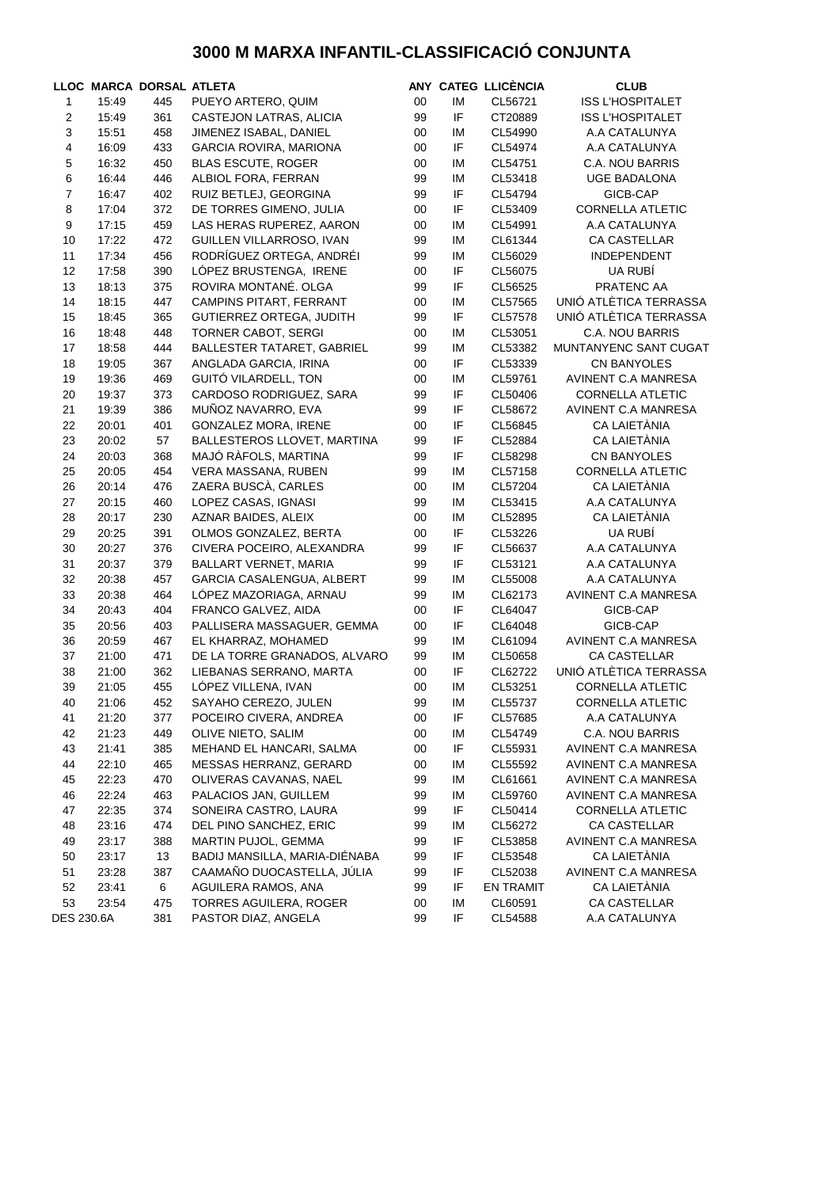# 3000 M MARXA INFANTIL-CLASSIFICACIÓ CONJUNTA

| LLOC | MARCA | DORSAL | ATLETA | ANY | CATEG | LLICÈNCIA | CLUB |
|---|---|---|---|---|---|---|---|
| 1 | 15:49 | 445 | PUEYO ARTERO, QUIM | 00 | IM | CL56721 | ISS L'HOSPITALET |
| 2 | 15:49 | 361 | CASTEJON LATRAS, ALICIA | 99 | IF | CT20889 | ISS L'HOSPITALET |
| 3 | 15:51 | 458 | JIMENEZ ISABAL, DANIEL | 00 | IM | CL54990 | A.A CATALUNYA |
| 4 | 16:09 | 433 | GARCIA ROVIRA, MARIONA | 00 | IF | CL54974 | A.A CATALUNYA |
| 5 | 16:32 | 450 | BLAS ESCUTE, ROGER | 00 | IM | CL54751 | C.A. NOU BARRIS |
| 6 | 16:44 | 446 | ALBIOL FORA, FERRAN | 99 | IM | CL53418 | UGE BADALONA |
| 7 | 16:47 | 402 | RUIZ BETLEJ, GEORGINA | 99 | IF | CL54794 | GICB-CAP |
| 8 | 17:04 | 372 | DE TORRES GIMENO, JULIA | 00 | IF | CL53409 | CORNELLA ATLETIC |
| 9 | 17:15 | 459 | LAS HERAS RUPEREZ, AARON | 00 | IM | CL54991 | A.A CATALUNYA |
| 10 | 17:22 | 472 | GUILLEN VILLARROSO, IVAN | 99 | IM | CL61344 | CA CASTELLAR |
| 11 | 17:34 | 456 | RODRÍGUEZ ORTEGA, ANDRÉI | 99 | IM | CL56029 | INDEPENDENT |
| 12 | 17:58 | 390 | LÓPEZ BRUSTENGA, IRENE | 00 | IF | CL56075 | UA RUBÍ |
| 13 | 18:13 | 375 | ROVIRA MONTANÉ. OLGA | 99 | IF | CL56525 | PRATENC AA |
| 14 | 18:15 | 447 | CAMPINS PITART, FERRANT | 00 | IM | CL57565 | UNIÓ ATLÈTICA TERRASSA |
| 15 | 18:45 | 365 | GUTIERREZ ORTEGA, JUDITH | 99 | IF | CL57578 | UNIÓ ATLÈTICA TERRASSA |
| 16 | 18:48 | 448 | TORNER CABOT, SERGI | 00 | IM | CL53051 | C.A. NOU BARRIS |
| 17 | 18:58 | 444 | BALLESTER TATARET, GABRIEL | 99 | IM | CL53382 | MUNTANYENC SANT CUGAT |
| 18 | 19:05 | 367 | ANGLADA GARCIA, IRINA | 00 | IF | CL53339 | CN BANYOLES |
| 19 | 19:36 | 469 | GUITÓ VILARDELL, TON | 00 | IM | CL59761 | AVINENT C.A MANRESA |
| 20 | 19:37 | 373 | CARDOSO RODRIGUEZ, SARA | 99 | IF | CL50406 | CORNELLA ATLETIC |
| 21 | 19:39 | 386 | MUÑOZ NAVARRO, EVA | 99 | IF | CL58672 | AVINENT C.A MANRESA |
| 22 | 20:01 | 401 | GONZALEZ MORA, IRENE | 00 | IF | CL56845 | CA LAIETÀNIA |
| 23 | 20:02 | 57 | BALLESTEROS LLOVET, MARTINA | 99 | IF | CL52884 | CA LAIETÀNIA |
| 24 | 20:03 | 368 | MAJÓ RÀFOLS, MARTINA | 99 | IF | CL58298 | CN BANYOLES |
| 25 | 20:05 | 454 | VERA MASSANA, RUBEN | 99 | IM | CL57158 | CORNELLA ATLETIC |
| 26 | 20:14 | 476 | ZAERA BUSCÀ, CARLES | 00 | IM | CL57204 | CA LAIETÀNIA |
| 27 | 20:15 | 460 | LOPEZ CASAS, IGNASI | 99 | IM | CL53415 | A.A CATALUNYA |
| 28 | 20:17 | 230 | AZNAR BAIDES, ALEIX | 00 | IM | CL52895 | CA LAIETÀNIA |
| 29 | 20:25 | 391 | OLMOS GONZALEZ, BERTA | 00 | IF | CL53226 | UA RUBÍ |
| 30 | 20:27 | 376 | CIVERA POCEIRO, ALEXANDRA | 99 | IF | CL56637 | A.A CATALUNYA |
| 31 | 20:37 | 379 | BALLART VERNET, MARIA | 99 | IF | CL53121 | A.A CATALUNYA |
| 32 | 20:38 | 457 | GARCIA CASALENGUA, ALBERT | 99 | IM | CL55008 | A.A CATALUNYA |
| 33 | 20:38 | 464 | LÓPEZ MAZORIAGA, ARNAU | 99 | IM | CL62173 | AVINENT C.A MANRESA |
| 34 | 20:43 | 404 | FRANCO GALVEZ, AIDA | 00 | IF | CL64047 | GICB-CAP |
| 35 | 20:56 | 403 | PALLISERA MASSAGUER, GEMMA | 00 | IF | CL64048 | GICB-CAP |
| 36 | 20:59 | 467 | EL KHARRAZ, MOHAMED | 99 | IM | CL61094 | AVINENT C.A MANRESA |
| 37 | 21:00 | 471 | DE LA TORRE GRANADOS, ALVARO | 99 | IM | CL50658 | CA CASTELLAR |
| 38 | 21:00 | 362 | LIEBANAS SERRANO, MARTA | 00 | IF | CL62722 | UNIÓ ATLÈTICA TERRASSA |
| 39 | 21:05 | 455 | LÓPEZ VILLENA, IVAN | 00 | IM | CL53251 | CORNELLA ATLETIC |
| 40 | 21:06 | 452 | SAYAHO CEREZO, JULEN | 99 | IM | CL55737 | CORNELLA ATLETIC |
| 41 | 21:20 | 377 | POCEIRO CIVERA, ANDREA | 00 | IF | CL57685 | A.A CATALUNYA |
| 42 | 21:23 | 449 | OLIVE NIETO, SALIM | 00 | IM | CL54749 | C.A. NOU BARRIS |
| 43 | 21:41 | 385 | MEHAND EL HANCARI, SALMA | 00 | IF | CL55931 | AVINENT C.A MANRESA |
| 44 | 22:10 | 465 | MESSAS HERRANZ, GERARD | 00 | IM | CL55592 | AVINENT C.A MANRESA |
| 45 | 22:23 | 470 | OLIVERAS CAVANAS, NAEL | 99 | IM | CL61661 | AVINENT C.A MANRESA |
| 46 | 22:24 | 463 | PALACIOS JAN, GUILLEM | 99 | IM | CL59760 | AVINENT C.A MANRESA |
| 47 | 22:35 | 374 | SONEIRA CASTRO, LAURA | 99 | IF | CL50414 | CORNELLA ATLETIC |
| 48 | 23:16 | 474 | DEL PINO SANCHEZ, ERIC | 99 | IM | CL56272 | CA CASTELLAR |
| 49 | 23:17 | 388 | MARTIN PUJOL, GEMMA | 99 | IF | CL53858 | AVINENT C.A MANRESA |
| 50 | 23:17 | 13 | BADIJ MANSILLA, MARIA-DIÉNABA | 99 | IF | CL53548 | CA LAIETÀNIA |
| 51 | 23:28 | 387 | CAAMAÑO DUOCASTELLA, JÚLIA | 99 | IF | CL52038 | AVINENT C.A MANRESA |
| 52 | 23:41 | 6 | AGUILERA RAMOS, ANA | 99 | IF | EN TRAMIT | CA LAIETÀNIA |
| 53 | 23:54 | 475 | TORRES AGUILERA, ROGER | 00 | IM | CL60591 | CA CASTELLAR |
| DES 230.6A | | 381 | PASTOR DIAZ, ANGELA | 99 | IF | CL54588 | A.A CATALUNYA |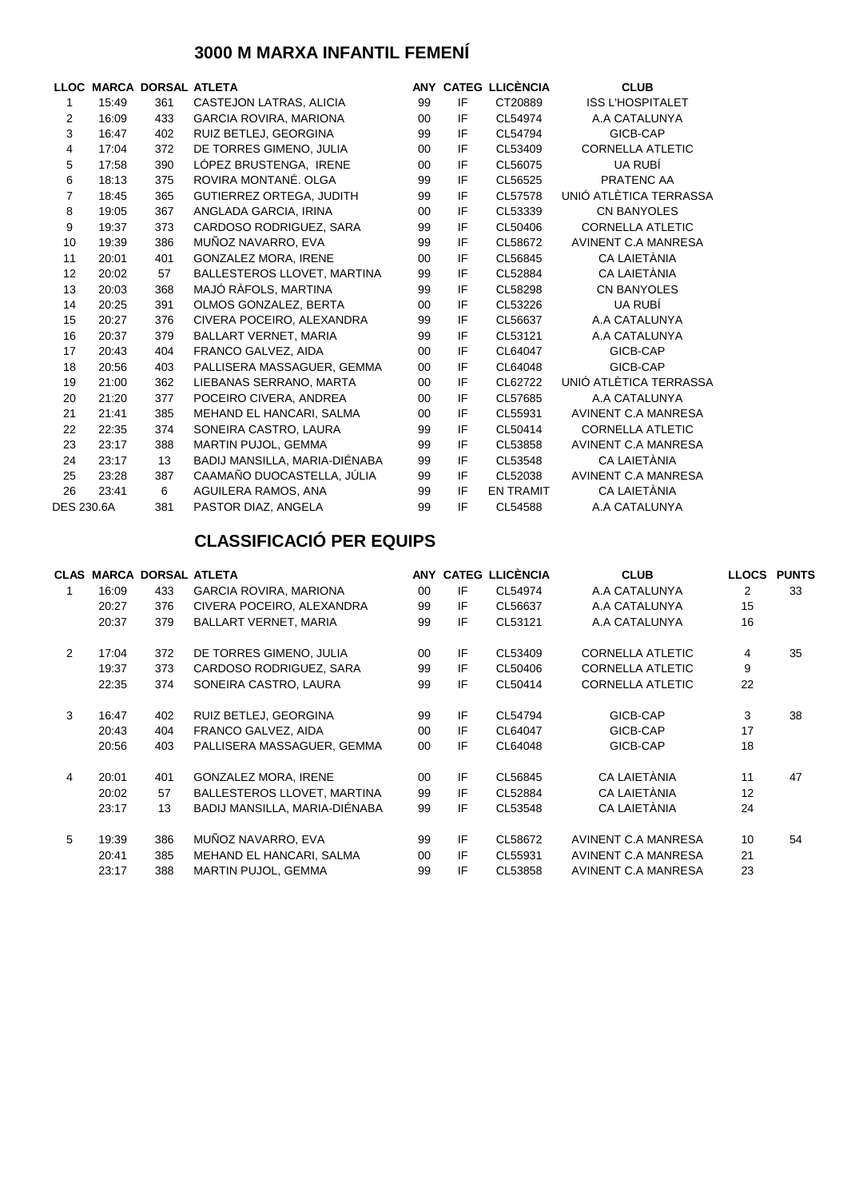# 3000 M MARXA INFANTIL FEMENÍ

| LLOC | MARCA | DORSAL | ATLETA | ANY | CATEG | LLICÈNCIA | CLUB |
|---|---|---|---|---|---|---|---|
| 1 | 15:49 | 361 | CASTEJON LATRAS, ALICIA | 99 | IF | CT20889 | ISS L'HOSPITALET |
| 2 | 16:09 | 433 | GARCIA ROVIRA, MARIONA | 00 | IF | CL54974 | A.A CATALUNYA |
| 3 | 16:47 | 402 | RUIZ BETLEJ, GEORGINA | 99 | IF | CL54794 | GICB-CAP |
| 4 | 17:04 | 372 | DE TORRES GIMENO, JULIA | 00 | IF | CL53409 | CORNELLA ATLETIC |
| 5 | 17:58 | 390 | LÓPEZ BRUSTENGA, IRENE | 00 | IF | CL56075 | UA RUBÍ |
| 6 | 18:13 | 375 | ROVIRA MONTANÉ. OLGA | 99 | IF | CL56525 | PRATENC AA |
| 7 | 18:45 | 365 | GUTIERREZ ORTEGA, JUDITH | 99 | IF | CL57578 | UNIÓ ATLÈTICA TERRASSA |
| 8 | 19:05 | 367 | ANGLADA GARCIA, IRINA | 00 | IF | CL53339 | CN BANYOLES |
| 9 | 19:37 | 373 | CARDOSO RODRIGUEZ, SARA | 99 | IF | CL50406 | CORNELLA ATLETIC |
| 10 | 19:39 | 386 | MUÑOZ NAVARRO, EVA | 99 | IF | CL58672 | AVINENT C.A MANRESA |
| 11 | 20:01 | 401 | GONZALEZ MORA, IRENE | 00 | IF | CL56845 | CA LAIETÀNIA |
| 12 | 20:02 | 57 | BALLESTEROS LLOVET, MARTINA | 99 | IF | CL52884 | CA LAIETÀNIA |
| 13 | 20:03 | 368 | MAJÓ RÀFOLS, MARTINA | 99 | IF | CL58298 | CN BANYOLES |
| 14 | 20:25 | 391 | OLMOS GONZALEZ, BERTA | 00 | IF | CL53226 | UA RUBÍ |
| 15 | 20:27 | 376 | CIVERA POCEIRO, ALEXANDRA | 99 | IF | CL56637 | A.A CATALUNYA |
| 16 | 20:37 | 379 | BALLART VERNET, MARIA | 99 | IF | CL53121 | A.A CATALUNYA |
| 17 | 20:43 | 404 | FRANCO GALVEZ, AIDA | 00 | IF | CL64047 | GICB-CAP |
| 18 | 20:56 | 403 | PALLISERA MASSAGUER, GEMMA | 00 | IF | CL64048 | GICB-CAP |
| 19 | 21:00 | 362 | LIEBANAS SERRANO, MARTA | 00 | IF | CL62722 | UNIÓ ATLÈTICA TERRASSA |
| 20 | 21:20 | 377 | POCEIRO CIVERA, ANDREA | 00 | IF | CL57685 | A.A CATALUNYA |
| 21 | 21:41 | 385 | MEHAND EL HANCARI, SALMA | 00 | IF | CL55931 | AVINENT C.A MANRESA |
| 22 | 22:35 | 374 | SONEIRA CASTRO, LAURA | 99 | IF | CL50414 | CORNELLA ATLETIC |
| 23 | 23:17 | 388 | MARTIN PUJOL, GEMMA | 99 | IF | CL53858 | AVINENT C.A MANRESA |
| 24 | 23:17 | 13 | BADIJ MANSILLA, MARIA-DIÉNABA | 99 | IF | CL53548 | CA LAIETÀNIA |
| 25 | 23:28 | 387 | CAAMAÑO DUOCASTELLA, JÚLIA | 99 | IF | CL52038 | AVINENT C.A MANRESA |
| 26 | 23:41 | 6 | AGUILERA RAMOS, ANA | 99 | IF | EN TRAMIT | CA LAIETÀNIA |
| DES 230.6A | | 381 | PASTOR DIAZ, ANGELA | 99 | IF | CL54588 | A.A CATALUNYA |

# CLASSIFICACIÓ PER EQUIPS

| CLAS | MARCA | DORSAL | ATLETA | ANY | CATEG | LLICÈNCIA | CLUB | LLOCS | PUNTS |
|---|---|---|---|---|---|---|---|---|---|
| 1 | 16:09 | 433 | GARCIA ROVIRA, MARIONA | 00 | IF | CL54974 | A.A CATALUNYA | 2 | 33 |
| | 20:27 | 376 | CIVERA POCEIRO, ALEXANDRA | 99 | IF | CL56637 | A.A CATALUNYA | 15 | |
| | 20:37 | 379 | BALLART VERNET, MARIA | 99 | IF | CL53121 | A.A CATALUNYA | 16 | |
| 2 | 17:04 | 372 | DE TORRES GIMENO, JULIA | 00 | IF | CL53409 | CORNELLA ATLETIC | 4 | 35 |
| | 19:37 | 373 | CARDOSO RODRIGUEZ, SARA | 99 | IF | CL50406 | CORNELLA ATLETIC | 9 | |
| | 22:35 | 374 | SONEIRA CASTRO, LAURA | 99 | IF | CL50414 | CORNELLA ATLETIC | 22 | |
| 3 | 16:47 | 402 | RUIZ BETLEJ, GEORGINA | 99 | IF | CL54794 | GICB-CAP | 3 | 38 |
| | 20:43 | 404 | FRANCO GALVEZ, AIDA | 00 | IF | CL64047 | GICB-CAP | 17 | |
| | 20:56 | 403 | PALLISERA MASSAGUER, GEMMA | 00 | IF | CL64048 | GICB-CAP | 18 | |
| 4 | 20:01 | 401 | GONZALEZ MORA, IRENE | 00 | IF | CL56845 | CA LAIETÀNIA | 11 | 47 |
| | 20:02 | 57 | BALLESTEROS LLOVET, MARTINA | 99 | IF | CL52884 | CA LAIETÀNIA | 12 | |
| | 23:17 | 13 | BADIJ MANSILLA, MARIA-DIÉNABA | 99 | IF | CL53548 | CA LAIETÀNIA | 24 | |
| 5 | 19:39 | 386 | MUÑOZ NAVARRO, EVA | 99 | IF | CL58672 | AVINENT C.A MANRESA | 10 | 54 |
| | 20:41 | 385 | MEHAND EL HANCARI, SALMA | 00 | IF | CL55931 | AVINENT C.A MANRESA | 21 | |
| | 23:17 | 388 | MARTIN PUJOL, GEMMA | 99 | IF | CL53858 | AVINENT C.A MANRESA | 23 | |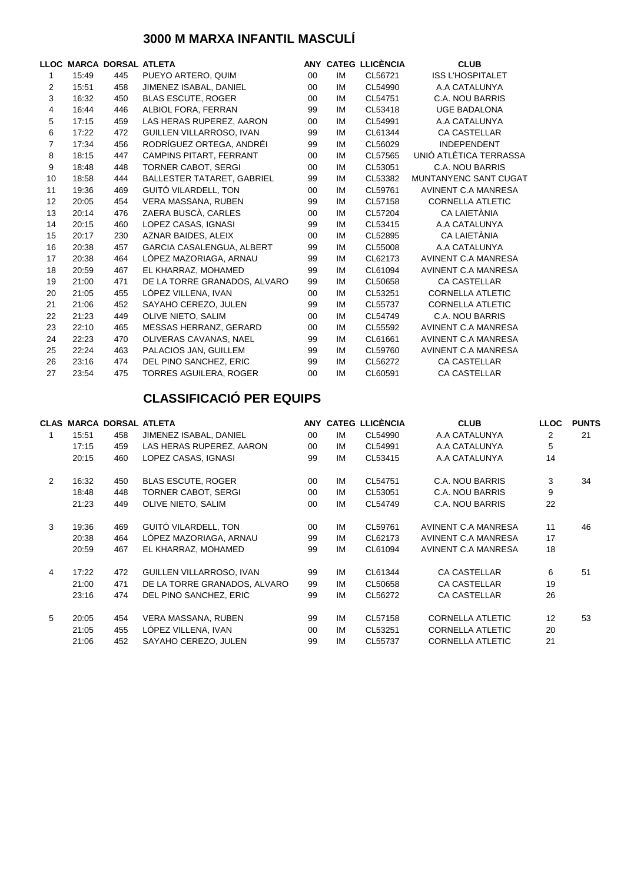## 3000 M MARXA INFANTIL MASCULÍ

| LLOC | MARCA | DORSAL | ATLETA | ANY | CATEG | LLICÈNCIA | CLUB |
|---|---|---|---|---|---|---|---|
| 1 | 15:49 | 445 | PUEYO ARTERO, QUIM | 00 | IM | CL56721 | ISS L'HOSPITALET |
| 2 | 15:51 | 458 | JIMENEZ ISABAL, DANIEL | 00 | IM | CL54990 | A.A CATALUNYA |
| 3 | 16:32 | 450 | BLAS ESCUTE, ROGER | 00 | IM | CL54751 | C.A. NOU BARRIS |
| 4 | 16:44 | 446 | ALBIOL FORA, FERRAN | 99 | IM | CL53418 | UGE BADALONA |
| 5 | 17:15 | 459 | LAS HERAS RUPEREZ, AARON | 00 | IM | CL54991 | A.A CATALUNYA |
| 6 | 17:22 | 472 | GUILLEN VILLARROSO, IVAN | 99 | IM | CL61344 | CA CASTELLAR |
| 7 | 17:34 | 456 | RODRÍGUEZ ORTEGA, ANDRÉI | 99 | IM | CL56029 | INDEPENDENT |
| 8 | 18:15 | 447 | CAMPINS PITART, FERRANT | 00 | IM | CL57565 | UNIÓ ATLÈTICA TERRASSA |
| 9 | 18:48 | 448 | TORNER CABOT, SERGI | 00 | IM | CL53051 | C.A. NOU BARRIS |
| 10 | 18:58 | 444 | BALLESTER TATARET, GABRIEL | 99 | IM | CL53382 | MUNTANYENC SANT CUGAT |
| 11 | 19:36 | 469 | GUITÓ VILARDELL, TON | 00 | IM | CL59761 | AVINENT C.A MANRESA |
| 12 | 20:05 | 454 | VERA MASSANA, RUBEN | 99 | IM | CL57158 | CORNELLA ATLETIC |
| 13 | 20:14 | 476 | ZAERA BUSCÀ, CARLES | 00 | IM | CL57204 | CA LAIETÀNIA |
| 14 | 20:15 | 460 | LOPEZ CASAS, IGNASI | 99 | IM | CL53415 | A.A CATALUNYA |
| 15 | 20:17 | 230 | AZNAR BAIDES, ALEIX | 00 | IM | CL52895 | CA LAIETÀNIA |
| 16 | 20:38 | 457 | GARCIA CASALENGUA, ALBERT | 99 | IM | CL55008 | A.A CATALUNYA |
| 17 | 20:38 | 464 | LÓPEZ MAZORIAGA, ARNAU | 99 | IM | CL62173 | AVINENT C.A MANRESA |
| 18 | 20:59 | 467 | EL KHARRAZ, MOHAMED | 99 | IM | CL61094 | AVINENT C.A MANRESA |
| 19 | 21:00 | 471 | DE LA TORRE GRANADOS, ALVARO | 99 | IM | CL50658 | CA CASTELLAR |
| 20 | 21:05 | 455 | LÓPEZ VILLENA, IVAN | 00 | IM | CL53251 | CORNELLA ATLETIC |
| 21 | 21:06 | 452 | SAYAHO CEREZO, JULEN | 99 | IM | CL55737 | CORNELLA ATLETIC |
| 22 | 21:23 | 449 | OLIVE NIETO, SALIM | 00 | IM | CL54749 | C.A. NOU BARRIS |
| 23 | 22:10 | 465 | MESSAS HERRANZ, GERARD | 00 | IM | CL55592 | AVINENT C.A MANRESA |
| 24 | 22:23 | 470 | OLIVERAS CAVANAS, NAEL | 99 | IM | CL61661 | AVINENT C.A MANRESA |
| 25 | 22:24 | 463 | PALACIOS JAN, GUILLEM | 99 | IM | CL59760 | AVINENT C.A MANRESA |
| 26 | 23:16 | 474 | DEL PINO SANCHEZ, ERIC | 99 | IM | CL56272 | CA CASTELLAR |
| 27 | 23:54 | 475 | TORRES AGUILERA, ROGER | 00 | IM | CL60591 | CA CASTELLAR |

## CLASSIFICACIÓ PER EQUIPS

| CLAS | MARCA | DORSAL | ATLETA | ANY | CATEG | LLICÈNCIA | CLUB | LLOC | PUNTS |
|---|---|---|---|---|---|---|---|---|---|
| 1 | 15:51 | 458 | JIMENEZ ISABAL, DANIEL | 00 | IM | CL54990 | A.A CATALUNYA | 2 | 21 |
| | 17:15 | 459 | LAS HERAS RUPEREZ, AARON | 00 | IM | CL54991 | A.A CATALUNYA | 5 | |
| | 20:15 | 460 | LOPEZ CASAS, IGNASI | 99 | IM | CL53415 | A.A CATALUNYA | 14 | |
| 2 | 16:32 | 450 | BLAS ESCUTE, ROGER | 00 | IM | CL54751 | C.A. NOU BARRIS | 3 | 34 |
| | 18:48 | 448 | TORNER CABOT, SERGI | 00 | IM | CL53051 | C.A. NOU BARRIS | 9 | |
| | 21:23 | 449 | OLIVE NIETO, SALIM | 00 | IM | CL54749 | C.A. NOU BARRIS | 22 | |
| 3 | 19:36 | 469 | GUITÓ VILARDELL, TON | 00 | IM | CL59761 | AVINENT C.A MANRESA | 11 | 46 |
| | 20:38 | 464 | LÓPEZ MAZORIAGA, ARNAU | 99 | IM | CL62173 | AVINENT C.A MANRESA | 17 | |
| | 20:59 | 467 | EL KHARRAZ, MOHAMED | 99 | IM | CL61094 | AVINENT C.A MANRESA | 18 | |
| 4 | 17:22 | 472 | GUILLEN VILLARROSO, IVAN | 99 | IM | CL61344 | CA CASTELLAR | 6 | 51 |
| | 21:00 | 471 | DE LA TORRE GRANADOS, ALVARO | 99 | IM | CL50658 | CA CASTELLAR | 19 | |
| | 23:16 | 474 | DEL PINO SANCHEZ, ERIC | 99 | IM | CL56272 | CA CASTELLAR | 26 | |
| 5 | 20:05 | 454 | VERA MASSANA, RUBEN | 99 | IM | CL57158 | CORNELLA ATLETIC | 12 | 53 |
| | 21:05 | 455 | LÓPEZ VILLENA, IVAN | 00 | IM | CL53251 | CORNELLA ATLETIC | 20 | |
| | 21:06 | 452 | SAYAHO CEREZO, JULEN | 99 | IM | CL55737 | CORNELLA ATLETIC | 21 | |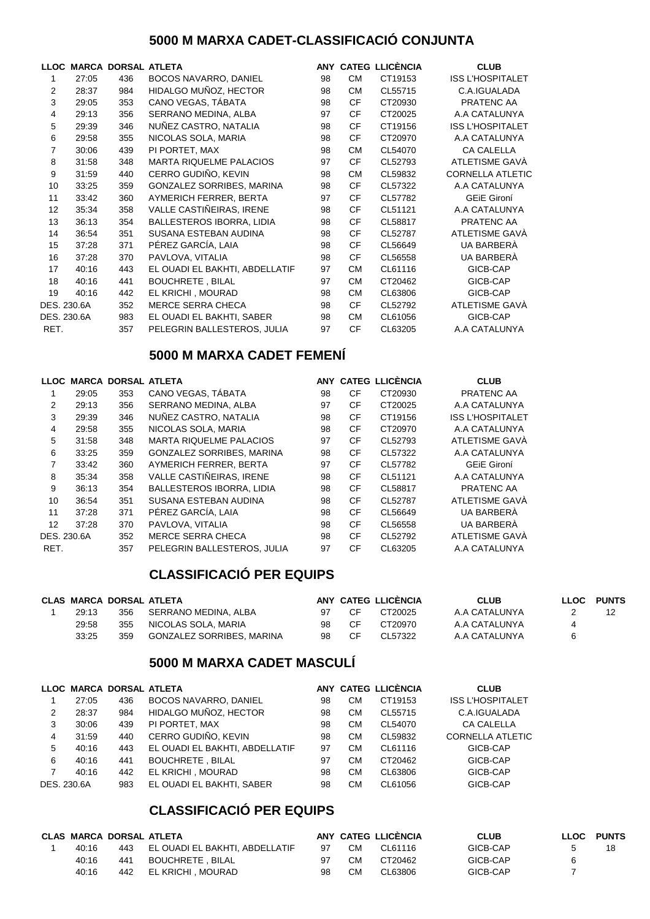## 5000 M MARXA CADET-CLASSIFICACIÓ CONJUNTA

| LLOC | MARCA | DORSAL | ATLETA | ANY | CATEG | LLICÈNCIA | CLUB |
|---|---|---|---|---|---|---|---|
| 1 | 27:05 | 436 | BOCOS NAVARRO, DANIEL | 98 | CM | CT19153 | ISS L'HOSPITALET |
| 2 | 28:37 | 984 | HIDALGO MUÑOZ, HECTOR | 98 | CM | CL55715 | C.A.IGUALADA |
| 3 | 29:05 | 353 | CANO VEGAS, TÁBATA | 98 | CF | CT20930 | PRATENC AA |
| 4 | 29:13 | 356 | SERRANO MEDINA, ALBA | 97 | CF | CT20025 | A.A CATALUNYA |
| 5 | 29:39 | 346 | NUÑEZ CASTRO, NATALIA | 98 | CF | CT19156 | ISS L'HOSPITALET |
| 6 | 29:58 | 355 | NICOLAS SOLA, MARIA | 98 | CF | CT20970 | A.A CATALUNYA |
| 7 | 30:06 | 439 | PI PORTET, MAX | 98 | CM | CL54070 | CA CALELLA |
| 8 | 31:58 | 348 | MARTA RIQUELME PALACIOS | 97 | CF | CL52793 | ATLETISME GAVÀ |
| 9 | 31:59 | 440 | CERRO GUDIÑO, KEVIN | 98 | CM | CL59832 | CORNELLA ATLETIC |
| 10 | 33:25 | 359 | GONZALEZ SORRIBES, MARINA | 98 | CF | CL57322 | A.A CATALUNYA |
| 11 | 33:42 | 360 | AYMERICH FERRER, BERTA | 97 | CF | CL57782 | GEiE Gironí |
| 12 | 35:34 | 358 | VALLE CASTIÑEIRAS, IRENE | 98 | CF | CL51121 | A.A CATALUNYA |
| 13 | 36:13 | 354 | BALLESTEROS IBORRA, LIDIA | 98 | CF | CL58817 | PRATENC AA |
| 14 | 36:54 | 351 | SUSANA ESTEBAN AUDINA | 98 | CF | CL52787 | ATLETISME GAVÀ |
| 15 | 37:28 | 371 | PÉREZ GARCÍA, LAIA | 98 | CF | CL56649 | UA BARBERÀ |
| 16 | 37:28 | 370 | PAVLOVA, VITALIA | 98 | CF | CL56558 | UA BARBERÀ |
| 17 | 40:16 | 443 | EL OUADI EL BAKHTI, ABDELLATIF | 97 | CM | CL61116 | GICB-CAP |
| 18 | 40:16 | 441 | BOUCHRETE , BILAL | 97 | CM | CT20462 | GICB-CAP |
| 19 | 40:16 | 442 | EL KRICHI , MOURAD | 98 | CM | CL63806 | GICB-CAP |
| DES. 230.6A | | 352 | MERCE SERRA CHECA | 98 | CF | CL52792 | ATLETISME GAVÀ |
| DES. 230.6A | | 983 | EL OUADI EL BAKHTI, SABER | 98 | CM | CL61056 | GICB-CAP |
| RET. | | 357 | PELEGRIN BALLESTEROS, JULIA | 97 | CF | CL63205 | A.A CATALUNYA |

## 5000 M MARXA CADET FEMENÍ

| LLOC | MARCA | DORSAL | ATLETA | ANY | CATEG | LLICÈNCIA | CLUB |
|---|---|---|---|---|---|---|---|
| 1 | 29:05 | 353 | CANO VEGAS, TÁBATA | 98 | CF | CT20930 | PRATENC AA |
| 2 | 29:13 | 356 | SERRANO MEDINA, ALBA | 97 | CF | CT20025 | A.A CATALUNYA |
| 3 | 29:39 | 346 | NUÑEZ CASTRO, NATALIA | 98 | CF | CT19156 | ISS L'HOSPITALET |
| 4 | 29:58 | 355 | NICOLAS SOLA, MARIA | 98 | CF | CT20970 | A.A CATALUNYA |
| 5 | 31:58 | 348 | MARTA RIQUELME PALACIOS | 97 | CF | CL52793 | ATLETISME GAVÀ |
| 6 | 33:25 | 359 | GONZALEZ SORRIBES, MARINA | 98 | CF | CL57322 | A.A CATALUNYA |
| 7 | 33:42 | 360 | AYMERICH FERRER, BERTA | 97 | CF | CL57782 | GEiE Gironí |
| 8 | 35:34 | 358 | VALLE CASTIÑEIRAS, IRENE | 98 | CF | CL51121 | A.A CATALUNYA |
| 9 | 36:13 | 354 | BALLESTEROS IBORRA, LIDIA | 98 | CF | CL58817 | PRATENC AA |
| 10 | 36:54 | 351 | SUSANA ESTEBAN AUDINA | 98 | CF | CL52787 | ATLETISME GAVÀ |
| 11 | 37:28 | 371 | PÉREZ GARCÍA, LAIA | 98 | CF | CL56649 | UA BARBERÀ |
| 12 | 37:28 | 370 | PAVLOVA, VITALIA | 98 | CF | CL56558 | UA BARBERÀ |
| DES. 230.6A | | 352 | MERCE SERRA CHECA | 98 | CF | CL52792 | ATLETISME GAVÀ |
| RET. | | 357 | PELEGRIN BALLESTEROS, JULIA | 97 | CF | CL63205 | A.A CATALUNYA |

## CLASSIFICACIÓ PER EQUIPS

| CLAS | MARCA | DORSAL | ATLETA | ANY | CATEG | LLICÈNCIA | CLUB | LLOC | PUNTS |
|---|---|---|---|---|---|---|---|---|---|
| 1 | 29:13 | 356 | SERRANO MEDINA, ALBA | 97 | CF | CT20025 | A.A CATALUNYA | 2 | 12 |
| | 29:58 | 355 | NICOLAS SOLA, MARIA | 98 | CF | CT20970 | A.A CATALUNYA | 4 | |
| | 33:25 | 359 | GONZALEZ SORRIBES, MARINA | 98 | CF | CL57322 | A.A CATALUNYA | 6 | |

## 5000 M MARXA CADET MASCULÍ

| LLOC | MARCA | DORSAL | ATLETA | ANY | CATEG | LLICÈNCIA | CLUB |
|---|---|---|---|---|---|---|---|
| 1 | 27:05 | 436 | BOCOS NAVARRO, DANIEL | 98 | CM | CT19153 | ISS L'HOSPITALET |
| 2 | 28:37 | 984 | HIDALGO MUÑOZ, HECTOR | 98 | CM | CL55715 | C.A.IGUALADA |
| 3 | 30:06 | 439 | PI PORTET, MAX | 98 | CM | CL54070 | CA CALELLA |
| 4 | 31:59 | 440 | CERRO GUDIÑO, KEVIN | 98 | CM | CL59832 | CORNELLA ATLETIC |
| 5 | 40:16 | 443 | EL OUADI EL BAKHTI, ABDELLATIF | 97 | CM | CL61116 | GICB-CAP |
| 6 | 40:16 | 441 | BOUCHRETE , BILAL | 97 | CM | CT20462 | GICB-CAP |
| 7 | 40:16 | 442 | EL KRICHI , MOURAD | 98 | CM | CL63806 | GICB-CAP |
| DES. 230.6A | | 983 | EL OUADI EL BAKHTI, SABER | 98 | CM | CL61056 | GICB-CAP |

## CLASSIFICACIÓ PER EQUIPS

| CLAS | MARCA | DORSAL | ATLETA | ANY | CATEG | LLICÈNCIA | CLUB | LLOC | PUNTS |
|---|---|---|---|---|---|---|---|---|---|
| 1 | 40:16 | 443 | EL OUADI EL BAKHTI, ABDELLATIF | 97 | CM | CL61116 | GICB-CAP | 5 | 18 |
| | 40:16 | 441 | BOUCHRETE , BILAL | 97 | CM | CT20462 | GICB-CAP | 6 | |
| | 40:16 | 442 | EL KRICHI , MOURAD | 98 | CM | CL63806 | GICB-CAP | 7 | |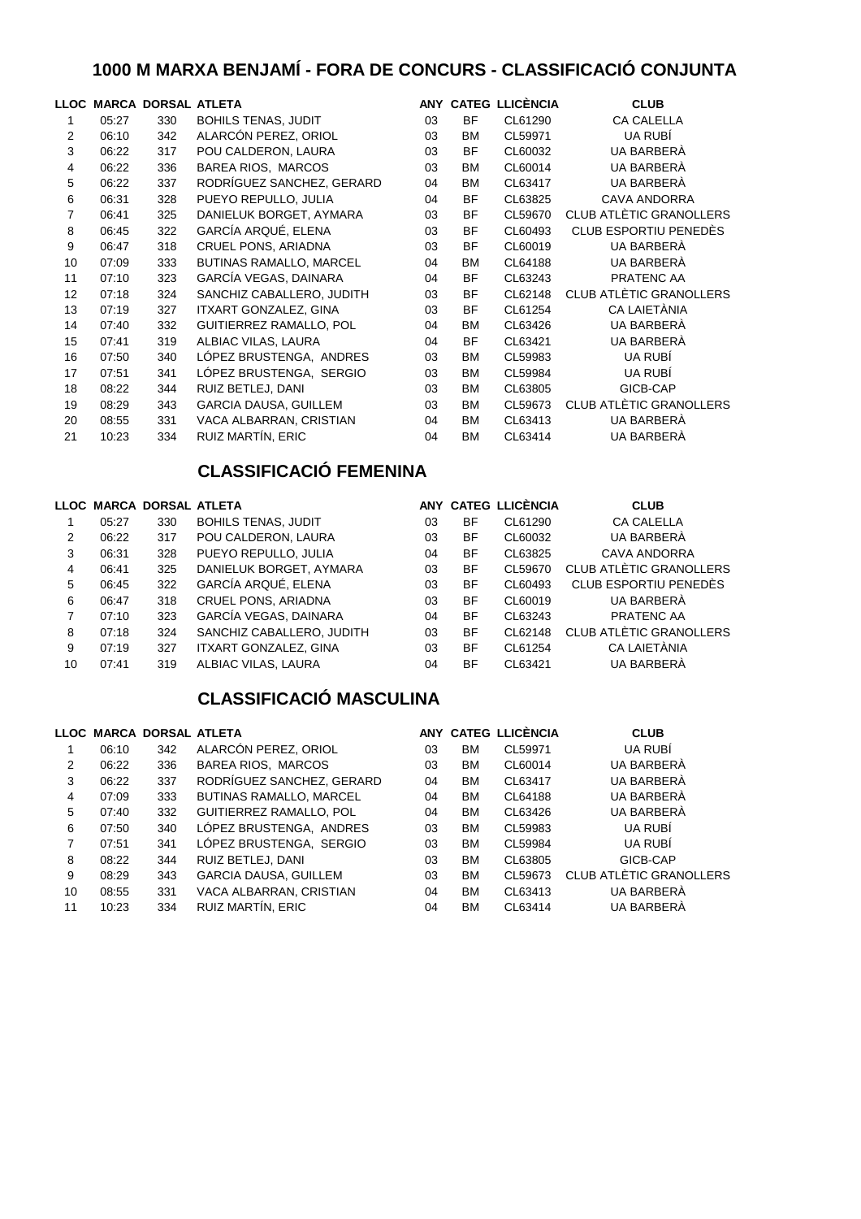## 1000 M MARXA BENJAMÍ - FORA DE CONCURS - CLASSIFICACIÓ CONJUNTA

| LLOC | MARCA | DORSAL | ATLETA | ANY | CATEG | LLICÈNCIA | CLUB |
|---|---|---|---|---|---|---|---|
| 1 | 05:27 | 330 | BOHILS TENAS, JUDIT | 03 | BF | CL61290 | CA CALELLA |
| 2 | 06:10 | 342 | ALARCÓN PEREZ, ORIOL | 03 | BM | CL59971 | UA RUBÍ |
| 3 | 06:22 | 317 | POU CALDERON, LAURA | 03 | BF | CL60032 | UA BARBERÀ |
| 4 | 06:22 | 336 | BAREA RIOS, MARCOS | 03 | BM | CL60014 | UA BARBERÀ |
| 5 | 06:22 | 337 | RODRÍGUEZ SANCHEZ, GERARD | 04 | BM | CL63417 | UA BARBERÀ |
| 6 | 06:31 | 328 | PUEYO REPULLO, JULIA | 04 | BF | CL63825 | CAVA ANDORRA |
| 7 | 06:41 | 325 | DANIELUK BORGET, AYMARA | 03 | BF | CL59670 | CLUB ATLÈTIC GRANOLLERS |
| 8 | 06:45 | 322 | GARCÍA ARQUÉ, ELENA | 03 | BF | CL60493 | CLUB ESPORTIU PENEDÈS |
| 9 | 06:47 | 318 | CRUEL PONS, ARIADNA | 03 | BF | CL60019 | UA BARBERÀ |
| 10 | 07:09 | 333 | BUTINAS RAMALLO, MARCEL | 04 | BM | CL64188 | UA BARBERÀ |
| 11 | 07:10 | 323 | GARCÍA VEGAS, DAINARA | 04 | BF | CL63243 | PRATENC AA |
| 12 | 07:18 | 324 | SANCHIZ CABALLERO, JUDITH | 03 | BF | CL62148 | CLUB ATLÈTIC GRANOLLERS |
| 13 | 07:19 | 327 | ITXART GONZALEZ, GINA | 03 | BF | CL61254 | CA LAIETÀNIA |
| 14 | 07:40 | 332 | GUITIERREZ RAMALLO, POL | 04 | BM | CL63426 | UA BARBERÀ |
| 15 | 07:41 | 319 | ALBIAC VILAS, LAURA | 04 | BF | CL63421 | UA BARBERÀ |
| 16 | 07:50 | 340 | LÓPEZ BRUSTENGA, ANDRES | 03 | BM | CL59983 | UA RUBÍ |
| 17 | 07:51 | 341 | LÓPEZ BRUSTENGA, SERGIO | 03 | BM | CL59984 | UA RUBÍ |
| 18 | 08:22 | 344 | RUIZ BETLEJ, DANI | 03 | BM | CL63805 | GICB-CAP |
| 19 | 08:29 | 343 | GARCIA DAUSA, GUILLEM | 03 | BM | CL59673 | CLUB ATLÈTIC GRANOLLERS |
| 20 | 08:55 | 331 | VACA ALBARRAN, CRISTIAN | 04 | BM | CL63413 | UA BARBERÀ |
| 21 | 10:23 | 334 | RUIZ MARTÍN, ERIC | 04 | BM | CL63414 | UA BARBERÀ |

## CLASSIFICACIÓ FEMENINA

| LLOC | MARCA | DORSAL | ATLETA | ANY | CATEG | LLICÈNCIA | CLUB |
|---|---|---|---|---|---|---|---|
| 1 | 05:27 | 330 | BOHILS TENAS, JUDIT | 03 | BF | CL61290 | CA CALELLA |
| 2 | 06:22 | 317 | POU CALDERON, LAURA | 03 | BF | CL60032 | UA BARBERÀ |
| 3 | 06:31 | 328 | PUEYO REPULLO, JULIA | 04 | BF | CL63825 | CAVA ANDORRA |
| 4 | 06:41 | 325 | DANIELUK BORGET, AYMARA | 03 | BF | CL59670 | CLUB ATLÈTIC GRANOLLERS |
| 5 | 06:45 | 322 | GARCÍA ARQUÉ, ELENA | 03 | BF | CL60493 | CLUB ESPORTIU PENEDÈS |
| 6 | 06:47 | 318 | CRUEL PONS, ARIADNA | 03 | BF | CL60019 | UA BARBERÀ |
| 7 | 07:10 | 323 | GARCÍA VEGAS, DAINARA | 04 | BF | CL63243 | PRATENC AA |
| 8 | 07:18 | 324 | SANCHIZ CABALLERO, JUDITH | 03 | BF | CL62148 | CLUB ATLÈTIC GRANOLLERS |
| 9 | 07:19 | 327 | ITXART GONZALEZ, GINA | 03 | BF | CL61254 | CA LAIETÀNIA |
| 10 | 07:41 | 319 | ALBIAC VILAS, LAURA | 04 | BF | CL63421 | UA BARBERÀ |

## CLASSIFICACIÓ MASCULINA

| LLOC | MARCA | DORSAL | ATLETA | ANY | CATEG | LLICÈNCIA | CLUB |
|---|---|---|---|---|---|---|---|
| 1 | 06:10 | 342 | ALARCÓN PEREZ, ORIOL | 03 | BM | CL59971 | UA RUBÍ |
| 2 | 06:22 | 336 | BAREA RIOS, MARCOS | 03 | BM | CL60014 | UA BARBERÀ |
| 3 | 06:22 | 337 | RODRÍGUEZ SANCHEZ, GERARD | 04 | BM | CL63417 | UA BARBERÀ |
| 4 | 07:09 | 333 | BUTINAS RAMALLO, MARCEL | 04 | BM | CL64188 | UA BARBERÀ |
| 5 | 07:40 | 332 | GUITIERREZ RAMALLO, POL | 04 | BM | CL63426 | UA BARBERÀ |
| 6 | 07:50 | 340 | LÓPEZ BRUSTENGA, ANDRES | 03 | BM | CL59983 | UA RUBÍ |
| 7 | 07:51 | 341 | LÓPEZ BRUSTENGA, SERGIO | 03 | BM | CL59984 | UA RUBÍ |
| 8 | 08:22 | 344 | RUIZ BETLEJ, DANI | 03 | BM | CL63805 | GICB-CAP |
| 9 | 08:29 | 343 | GARCIA DAUSA, GUILLEM | 03 | BM | CL59673 | CLUB ATLÈTIC GRANOLLERS |
| 10 | 08:55 | 331 | VACA ALBARRAN, CRISTIAN | 04 | BM | CL63413 | UA BARBERÀ |
| 11 | 10:23 | 334 | RUIZ MARTÍN, ERIC | 04 | BM | CL63414 | UA BARBERÀ |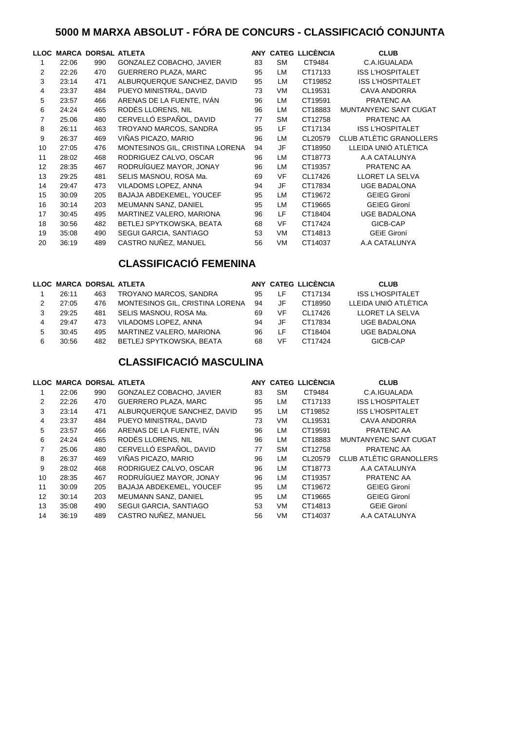# 5000 M MARXA ABSOLUT - FÓRA DE CONCURS - CLASSIFICACIÓ CONJUNTA

| LLOC | MARCA | DORSAL | ATLETA | ANY | CATEG | LLICÈNCIA | CLUB |
|---|---|---|---|---|---|---|---|
| 1 | 22:06 | 990 | GONZALEZ COBACHO, JAVIER | 83 | SM | CT9484 | C.A.IGUALADA |
| 2 | 22:26 | 470 | GUERRERO PLAZA, MARC | 95 | LM | CT17133 | ISS L'HOSPITALET |
| 3 | 23:14 | 471 | ALBURQUERQUE SANCHEZ, DAVID | 95 | LM | CT19852 | ISS L'HOSPITALET |
| 4 | 23:37 | 484 | PUEYO MINISTRAL, DAVID | 73 | VM | CL19531 | CAVA ANDORRA |
| 5 | 23:57 | 466 | ARENAS DE LA FUENTE, IVÁN | 96 | LM | CT19591 | PRATENC AA |
| 6 | 24:24 | 465 | RODÉS LLORENS, NIL | 96 | LM | CT18883 | MUNTANYENC SANT CUGAT |
| 7 | 25.06 | 480 | CERVELLÓ ESPAÑOL, DAVID | 77 | SM | CT12758 | PRATENC AA |
| 8 | 26:11 | 463 | TROYANO MARCOS, SANDRA | 95 | LF | CT17134 | ISS L'HOSPITALET |
| 9 | 26:37 | 469 | VIÑAS PICAZO, MARIO | 96 | LM | CL20579 | CLUB ATLÈTIC GRANOLLERS |
| 10 | 27:05 | 476 | MONTESINOS GIL, CRISTINA LORENA | 94 | JF | CT18950 | LLEIDA UNIÓ ATLÈTICA |
| 11 | 28:02 | 468 | RODRIGUEZ CALVO, OSCAR | 96 | LM | CT18773 | A.A CATALUNYA |
| 12 | 28:35 | 467 | RODRUÍGUEZ MAYOR, JONAY | 96 | LM | CT19357 | PRATENC AA |
| 13 | 29:25 | 481 | SELIS MASNOU, ROSA Ma. | 69 | VF | CL17426 | LLORET LA SELVA |
| 14 | 29:47 | 473 | VILADOMS LOPEZ, ANNA | 94 | JF | CT17834 | UGE BADALONA |
| 15 | 30:09 | 205 | BAJAJA ABDEKEMEL, YOUCEF | 95 | LM | CT19672 | GEIEG Gironí |
| 16 | 30:14 | 203 | MEUMANN SANZ, DANIEL | 95 | LM | CT19665 | GEIEG Gironí |
| 17 | 30:45 | 495 | MARTINEZ VALERO, MARIONA | 96 | LF | CT18404 | UGE BADALONA |
| 18 | 30:56 | 482 | BETLEJ SPYTKOWSKA, BEATA | 68 | VF | CT17424 | GICB-CAP |
| 19 | 35:08 | 490 | SEGUI GARCIA, SANTIAGO | 53 | VM | CT14813 | GEiE Gironí |
| 20 | 36:19 | 489 | CASTRO NUÑEZ, MANUEL | 56 | VM | CT14037 | A.A CATALUNYA |

## CLASSIFICACIÓ FEMENINA

| LLOC | MARCA | DORSAL | ATLETA | ANY | CATEG | LLICÈNCIA | CLUB |
|---|---|---|---|---|---|---|---|
| 1 | 26:11 | 463 | TROYANO MARCOS, SANDRA | 95 | LF | CT17134 | ISS L'HOSPITALET |
| 2 | 27:05 | 476 | MONTESINOS GIL, CRISTINA LORENA | 94 | JF | CT18950 | LLEIDA UNIÓ ATLÈTICA |
| 3 | 29:25 | 481 | SELIS MASNOU, ROSA Ma. | 69 | VF | CL17426 | LLORET LA SELVA |
| 4 | 29:47 | 473 | VILADOMS LOPEZ, ANNA | 94 | JF | CT17834 | UGE BADALONA |
| 5 | 30:45 | 495 | MARTINEZ VALERO, MARIONA | 96 | LF | CT18404 | UGE BADALONA |
| 6 | 30:56 | 482 | BETLEJ SPYTKOWSKA, BEATA | 68 | VF | CT17424 | GICB-CAP |

## CLASSIFICACIÓ MASCULINA

| LLOC | MARCA | DORSAL | ATLETA | ANY | CATEG | LLICÈNCIA | CLUB |
|---|---|---|---|---|---|---|---|
| 1 | 22:06 | 990 | GONZALEZ COBACHO, JAVIER | 83 | SM | CT9484 | C.A.IGUALADA |
| 2 | 22:26 | 470 | GUERRERO PLAZA, MARC | 95 | LM | CT17133 | ISS L'HOSPITALET |
| 3 | 23:14 | 471 | ALBURQUERQUE SANCHEZ, DAVID | 95 | LM | CT19852 | ISS L'HOSPITALET |
| 4 | 23:37 | 484 | PUEYO MINISTRAL, DAVID | 73 | VM | CL19531 | CAVA ANDORRA |
| 5 | 23:57 | 466 | ARENAS DE LA FUENTE, IVÁN | 96 | LM | CT19591 | PRATENC AA |
| 6 | 24:24 | 465 | RODÉS LLORENS, NIL | 96 | LM | CT18883 | MUNTANYENC SANT CUGAT |
| 7 | 25.06 | 480 | CERVELLÓ ESPAÑOL, DAVID | 77 | SM | CT12758 | PRATENC AA |
| 8 | 26:37 | 469 | VIÑAS PICAZO, MARIO | 96 | LM | CL20579 | CLUB ATLÈTIC GRANOLLERS |
| 9 | 28:02 | 468 | RODRIGUEZ CALVO, OSCAR | 96 | LM | CT18773 | A.A CATALUNYA |
| 10 | 28:35 | 467 | RODRUÍGUEZ MAYOR, JONAY | 96 | LM | CT19357 | PRATENC AA |
| 11 | 30:09 | 205 | BAJAJA ABDEKEMEL, YOUCEF | 95 | LM | CT19672 | GEIEG Gironí |
| 12 | 30:14 | 203 | MEUMANN SANZ, DANIEL | 95 | LM | CT19665 | GEIEG Gironí |
| 13 | 35:08 | 490 | SEGUI GARCIA, SANTIAGO | 53 | VM | CT14813 | GEiE Gironí |
| 14 | 36:19 | 489 | CASTRO NUÑEZ, MANUEL | 56 | VM | CT14037 | A.A CATALUNYA |